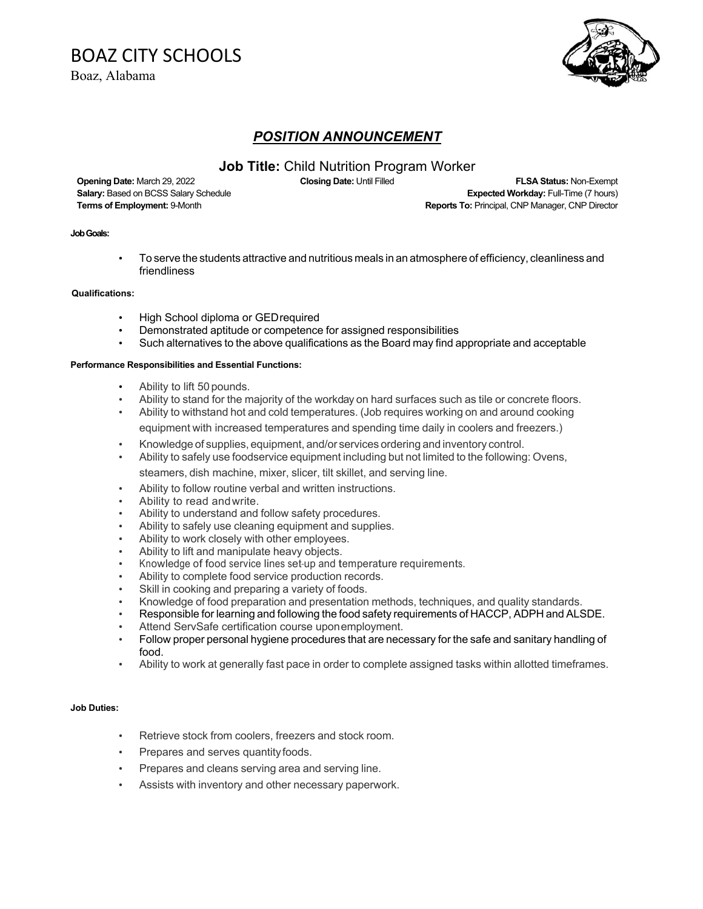# BOAZ CITY SCHOOLS

Boaz, Alabama

## *POSITION ANNOUNCEMENT*

### Job Title: Child Nutrition Program Worker

**Opening Date:** March 29, 2022 **Closing Date:** Until Filled **FLSA Status:** Non-Exempt
**Salary:** Based on BCSS Salary Schedule **Expected Workday:** Full-Time (7 hours)
**Terms of Employment:** 9-Month **Reports To:** Principal, CNP Manager, CNP Director

**Job Goals:**

- To serve the students attractive and nutritious meals in an atmosphere of efficiency, cleanliness and friendliness

**Qualifications:**

- High School diploma or GED required
- Demonstrated aptitude or competence for assigned responsibilities
- Such alternatives to the above qualifications as the Board may find appropriate and acceptable

**Performance Responsibilities and Essential Functions:**

- Ability to lift 50 pounds.
- Ability to stand for the majority of the workday on hard surfaces such as tile or concrete floors.
- Ability to withstand hot and cold temperatures. (Job requires working on and around cooking equipment with increased temperatures and spending time daily in coolers and freezers.)
- Knowledge of supplies, equipment, and/or services ordering and inventory control.
- Ability to safely use foodservice equipment including but not limited to the following: Ovens, steamers, dish machine, mixer, slicer, tilt skillet, and serving line.
- Ability to follow routine verbal and written instructions.
- Ability to read and write.
- Ability to understand and follow safety procedures.
- Ability to safely use cleaning equipment and supplies.
- Ability to work closely with other employees.
- Ability to lift and manipulate heavy objects.
- Knowledge of food service lines set-up and temperature requirements.
- Ability to complete food service production records.
- Skill in cooking and preparing a variety of foods.
- Knowledge of food preparation and presentation methods, techniques, and quality standards.
- Responsible for learning and following the food safety requirements of HACCP, ADPH and ALSDE.
- Attend ServSafe certification course upon employment.
- Follow proper personal hygiene procedures that are necessary for the safe and sanitary handling of food.
- Ability to work at generally fast pace in order to complete assigned tasks within allotted timeframes.

**Job Duties:**

- Retrieve stock from coolers, freezers and stock room.
- Prepares and serves quantity foods.
- Prepares and cleans serving area and serving line.
- Assists with inventory and other necessary paperwork.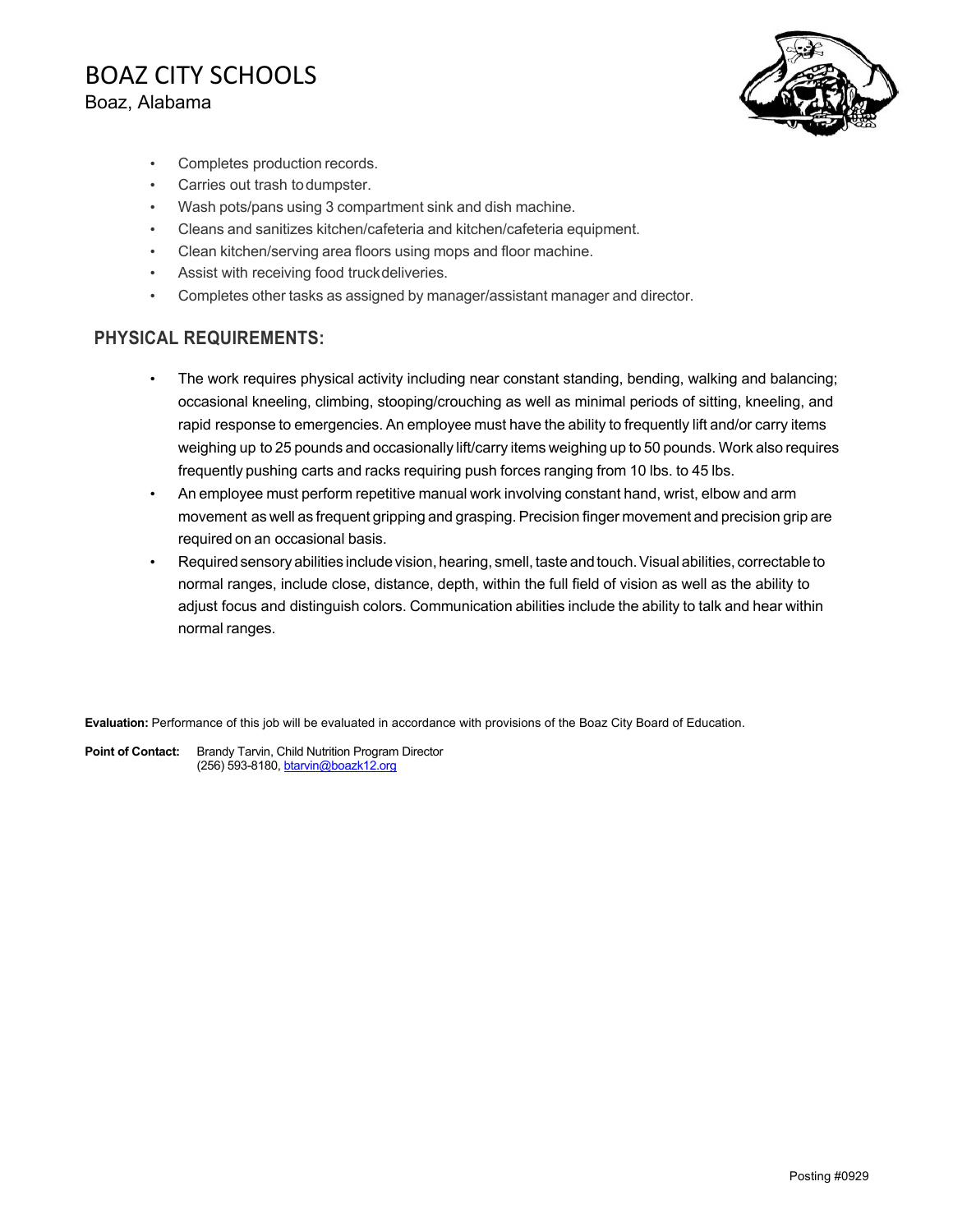- Completes production records.
- Carries out trash to dumpster.
- Wash pots/pans using 3 compartment sink and dish machine.
- Cleans and sanitizes kitchen/cafeteria and kitchen/cafeteria equipment.
- Clean kitchen/serving area floors using mops and floor machine.
- Assist with receiving food truck deliveries.
- Completes other tasks as assigned by manager/assistant manager and director.

## PHYSICAL REQUIREMENTS:

- The work requires physical activity including near constant standing, bending, walking and balancing; occasional kneeling, climbing, stooping/crouching as well as minimal periods of sitting, kneeling, and rapid response to emergencies. An employee must have the ability to frequently lift and/or carry items weighing up to 25 pounds and occasionally lift/carry items weighing up to 50 pounds. Work also requires frequently pushing carts and racks requiring push forces ranging from 10 lbs. to 45 lbs.
- An employee must perform repetitive manual work involving constant hand, wrist, elbow and arm movement as well as frequent gripping and grasping. Precision finger movement and precision grip are required on an occasional basis.
- Required sensory abilities include vision, hearing, smell, taste and touch. Visual abilities, correctable to normal ranges, include close, distance, depth, within the full field of vision as well as the ability to adjust focus and distinguish colors. Communication abilities include the ability to talk and hear within normal ranges.

**Evaluation:** Performance of this job will be evaluated in accordance with provisions of the Boaz City Board of Education.

**Point of Contact:** Brandy Tarvin, Child Nutrition Program Director
(256) 593-8180, btarvin@boazk12.org

Posting #0929